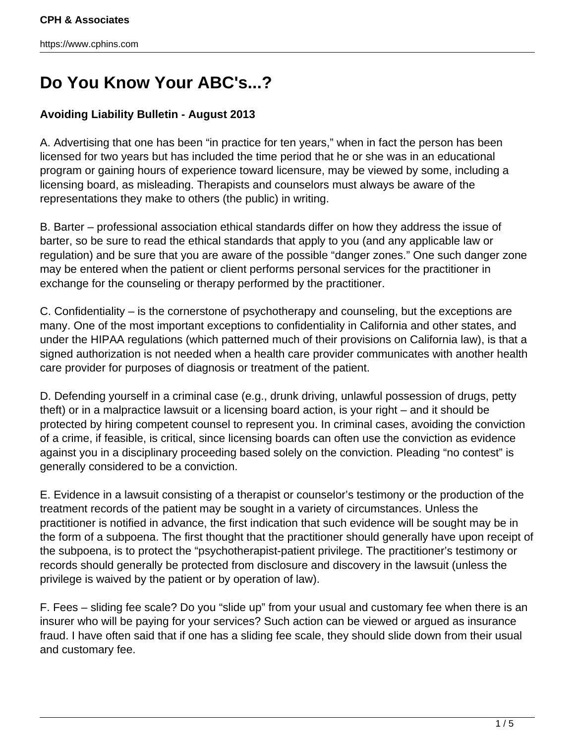# Do You Know Your ABC's...?

**Avoiding Liability Bulletin - August 2013**

A. Advertising that one has been “in practice for ten years,” when in fact the person has been licensed for two years but has included the time period that he or she was in an educational program or gaining hours of experience toward licensure, may be viewed by some, including a licensing board, as misleading. Therapists and counselors must always be aware of the representations they make to others (the public) in writing.

B. Barter – professional association ethical standards differ on how they address the issue of barter, so be sure to read the ethical standards that apply to you (and any applicable law or regulation) and be sure that you are aware of the possible “danger zones.” One such danger zone may be entered when the patient or client performs personal services for the practitioner in exchange for the counseling or therapy performed by the practitioner.

C. Confidentiality – is the cornerstone of psychotherapy and counseling, but the exceptions are many. One of the most important exceptions to confidentiality in California and other states, and under the HIPAA regulations (which patterned much of their provisions on California law), is that a signed authorization is not needed when a health care provider communicates with another health care provider for purposes of diagnosis or treatment of the patient.

D. Defending yourself in a criminal case (e.g., drunk driving, unlawful possession of drugs, petty theft) or in a malpractice lawsuit or a licensing board action, is your right – and it should be protected by hiring competent counsel to represent you. In criminal cases, avoiding the conviction of a crime, if feasible, is critical, since licensing boards can often use the conviction as evidence against you in a disciplinary proceeding based solely on the conviction. Pleading “no contest” is generally considered to be a conviction.

E. Evidence in a lawsuit consisting of a therapist or counselor’s testimony or the production of the treatment records of the patient may be sought in a variety of circumstances. Unless the practitioner is notified in advance, the first indication that such evidence will be sought may be in the form of a subpoena. The first thought that the practitioner should generally have upon receipt of the subpoena, is to protect the “psychotherapist-patient privilege. The practitioner’s testimony or records should generally be protected from disclosure and discovery in the lawsuit (unless the privilege is waived by the patient or by operation of law).

F. Fees – sliding fee scale? Do you “slide up” from your usual and customary fee when there is an insurer who will be paying for your services? Such action can be viewed or argued as insurance fraud. I have often said that if one has a sliding fee scale, they should slide down from their usual and customary fee.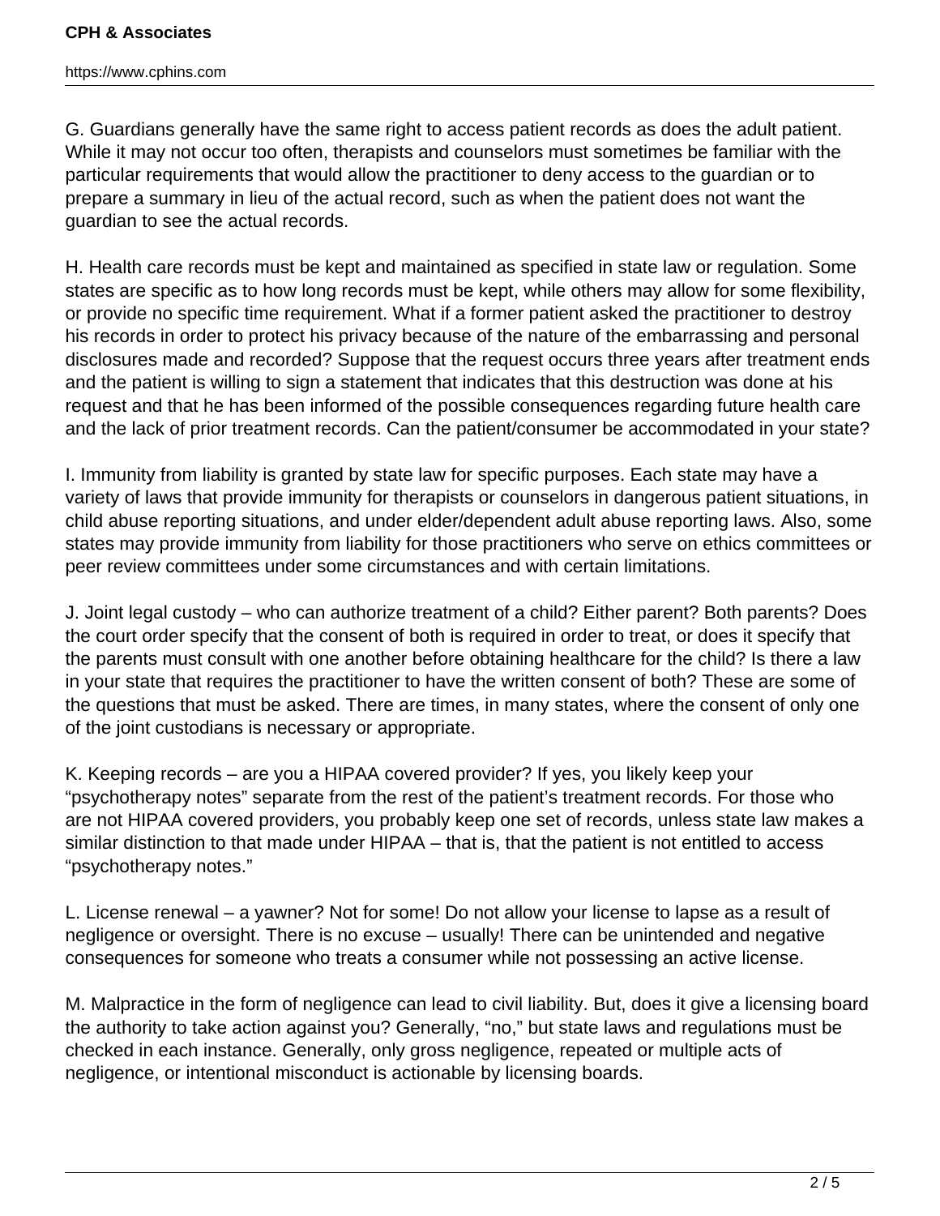G. Guardians generally have the same right to access patient records as does the adult patient. While it may not occur too often, therapists and counselors must sometimes be familiar with the particular requirements that would allow the practitioner to deny access to the guardian or to prepare a summary in lieu of the actual record, such as when the patient does not want the guardian to see the actual records.

H. Health care records must be kept and maintained as specified in state law or regulation. Some states are specific as to how long records must be kept, while others may allow for some flexibility, or provide no specific time requirement. What if a former patient asked the practitioner to destroy his records in order to protect his privacy because of the nature of the embarrassing and personal disclosures made and recorded? Suppose that the request occurs three years after treatment ends and the patient is willing to sign a statement that indicates that this destruction was done at his request and that he has been informed of the possible consequences regarding future health care and the lack of prior treatment records. Can the patient/consumer be accommodated in your state?

I. Immunity from liability is granted by state law for specific purposes. Each state may have a variety of laws that provide immunity for therapists or counselors in dangerous patient situations, in child abuse reporting situations, and under elder/dependent adult abuse reporting laws. Also, some states may provide immunity from liability for those practitioners who serve on ethics committees or peer review committees under some circumstances and with certain limitations.

J. Joint legal custody – who can authorize treatment of a child? Either parent? Both parents? Does the court order specify that the consent of both is required in order to treat, or does it specify that the parents must consult with one another before obtaining healthcare for the child? Is there a law in your state that requires the practitioner to have the written consent of both? These are some of the questions that must be asked. There are times, in many states, where the consent of only one of the joint custodians is necessary or appropriate.

K. Keeping records – are you a HIPAA covered provider? If yes, you likely keep your "psychotherapy notes" separate from the rest of the patient's treatment records. For those who are not HIPAA covered providers, you probably keep one set of records, unless state law makes a similar distinction to that made under HIPAA – that is, that the patient is not entitled to access "psychotherapy notes."

L. License renewal – a yawner? Not for some! Do not allow your license to lapse as a result of negligence or oversight. There is no excuse – usually! There can be unintended and negative consequences for someone who treats a consumer while not possessing an active license.

M. Malpractice in the form of negligence can lead to civil liability. But, does it give a licensing board the authority to take action against you? Generally, "no," but state laws and regulations must be checked in each instance. Generally, only gross negligence, repeated or multiple acts of negligence, or intentional misconduct is actionable by licensing boards.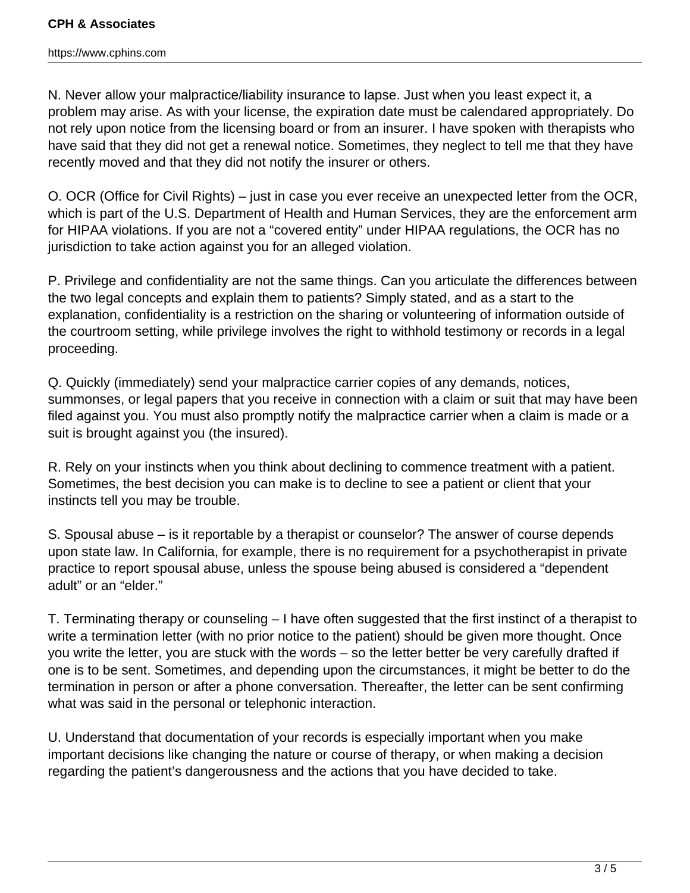N. Never allow your malpractice/liability insurance to lapse. Just when you least expect it, a problem may arise. As with your license, the expiration date must be calendared appropriately. Do not rely upon notice from the licensing board or from an insurer. I have spoken with therapists who have said that they did not get a renewal notice. Sometimes, they neglect to tell me that they have recently moved and that they did not notify the insurer or others.

O. OCR (Office for Civil Rights) – just in case you ever receive an unexpected letter from the OCR, which is part of the U.S. Department of Health and Human Services, they are the enforcement arm for HIPAA violations. If you are not a "covered entity" under HIPAA regulations, the OCR has no jurisdiction to take action against you for an alleged violation.

P. Privilege and confidentiality are not the same things. Can you articulate the differences between the two legal concepts and explain them to patients? Simply stated, and as a start to the explanation, confidentiality is a restriction on the sharing or volunteering of information outside of the courtroom setting, while privilege involves the right to withhold testimony or records in a legal proceeding.

Q. Quickly (immediately) send your malpractice carrier copies of any demands, notices, summonses, or legal papers that you receive in connection with a claim or suit that may have been filed against you. You must also promptly notify the malpractice carrier when a claim is made or a suit is brought against you (the insured).

R. Rely on your instincts when you think about declining to commence treatment with a patient. Sometimes, the best decision you can make is to decline to see a patient or client that your instincts tell you may be trouble.

S. Spousal abuse – is it reportable by a therapist or counselor? The answer of course depends upon state law. In California, for example, there is no requirement for a psychotherapist in private practice to report spousal abuse, unless the spouse being abused is considered a "dependent adult" or an "elder."

T. Terminating therapy or counseling – I have often suggested that the first instinct of a therapist to write a termination letter (with no prior notice to the patient) should be given more thought. Once you write the letter, you are stuck with the words – so the letter better be very carefully drafted if one is to be sent. Sometimes, and depending upon the circumstances, it might be better to do the termination in person or after a phone conversation. Thereafter, the letter can be sent confirming what was said in the personal or telephonic interaction.

U. Understand that documentation of your records is especially important when you make important decisions like changing the nature or course of therapy, or when making a decision regarding the patient's dangerousness and the actions that you have decided to take.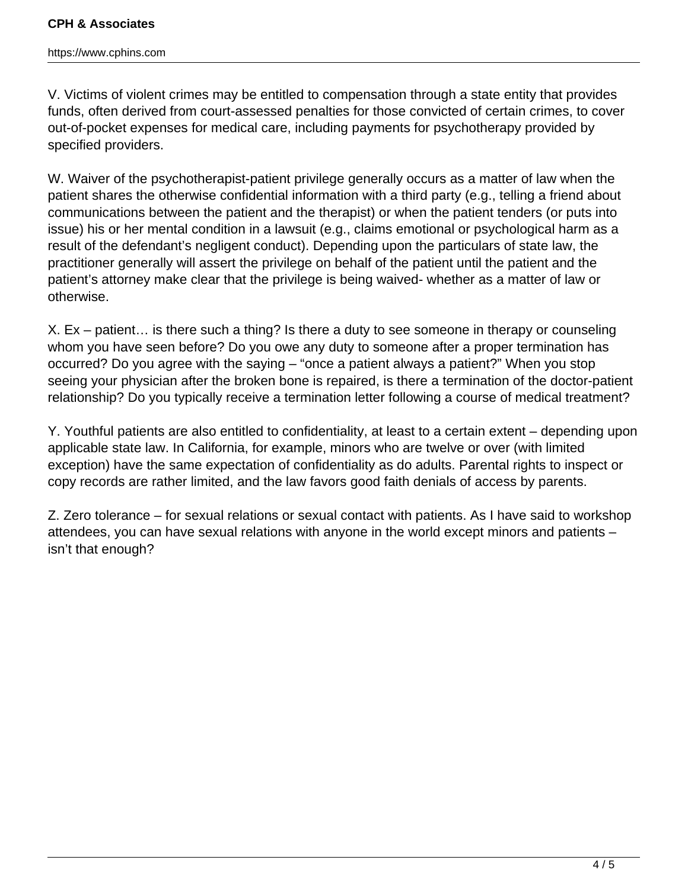V. Victims of violent crimes may be entitled to compensation through a state entity that provides funds, often derived from court-assessed penalties for those convicted of certain crimes, to cover out-of-pocket expenses for medical care, including payments for psychotherapy provided by specified providers.

W. Waiver of the psychotherapist-patient privilege generally occurs as a matter of law when the patient shares the otherwise confidential information with a third party (e.g., telling a friend about communications between the patient and the therapist) or when the patient tenders (or puts into issue) his or her mental condition in a lawsuit (e.g., claims emotional or psychological harm as a result of the defendant's negligent conduct). Depending upon the particulars of state law, the practitioner generally will assert the privilege on behalf of the patient until the patient and the patient's attorney make clear that the privilege is being waived- whether as a matter of law or otherwise.

X. Ex – patient… is there such a thing? Is there a duty to see someone in therapy or counseling whom you have seen before? Do you owe any duty to someone after a proper termination has occurred? Do you agree with the saying – "once a patient always a patient?" When you stop seeing your physician after the broken bone is repaired, is there a termination of the doctor-patient relationship? Do you typically receive a termination letter following a course of medical treatment?

Y. Youthful patients are also entitled to confidentiality, at least to a certain extent – depending upon applicable state law. In California, for example, minors who are twelve or over (with limited exception) have the same expectation of confidentiality as do adults. Parental rights to inspect or copy records are rather limited, and the law favors good faith denials of access by parents.

Z. Zero tolerance – for sexual relations or sexual contact with patients. As I have said to workshop attendees, you can have sexual relations with anyone in the world except minors and patients – isn't that enough?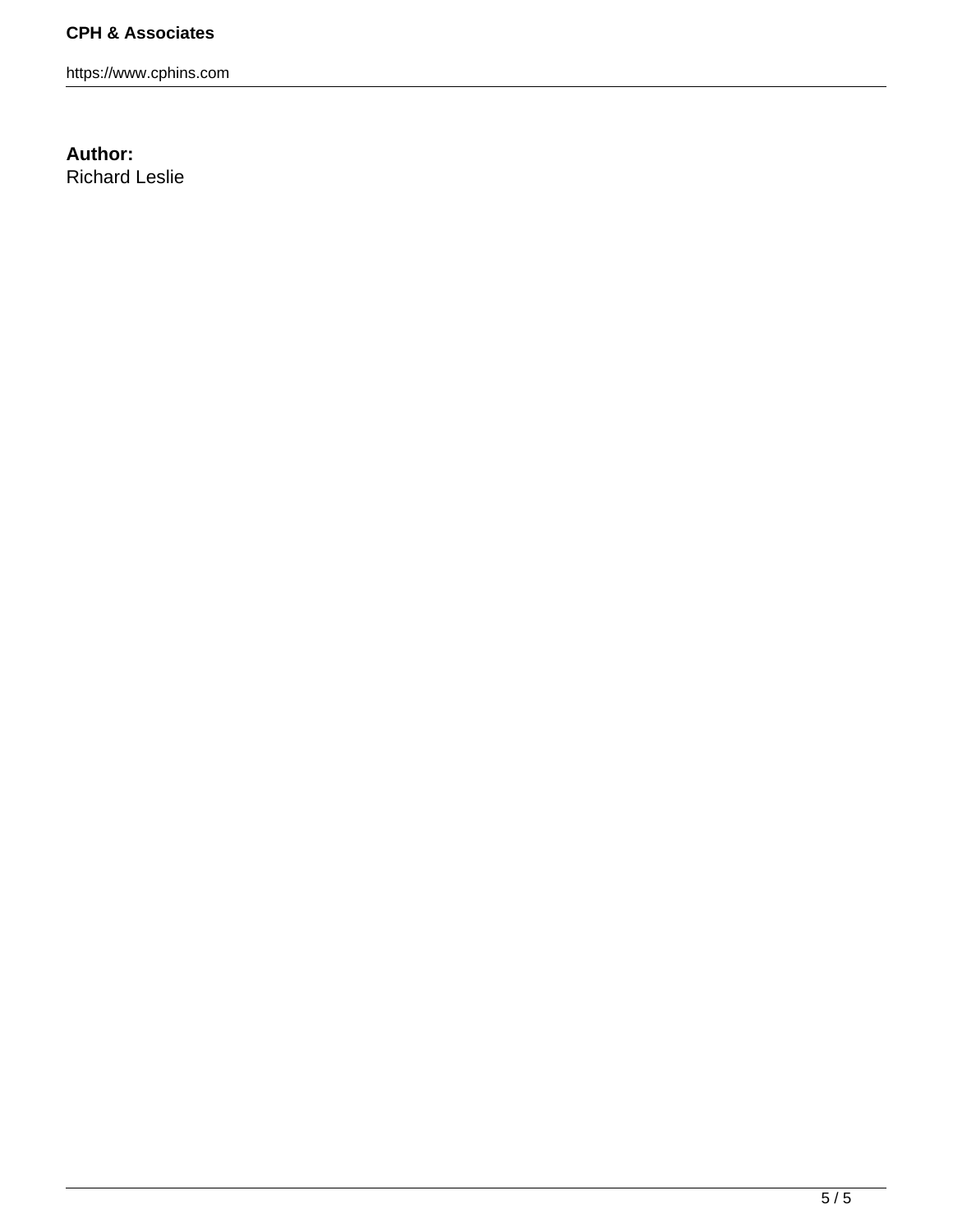**Author:**
Richard Leslie